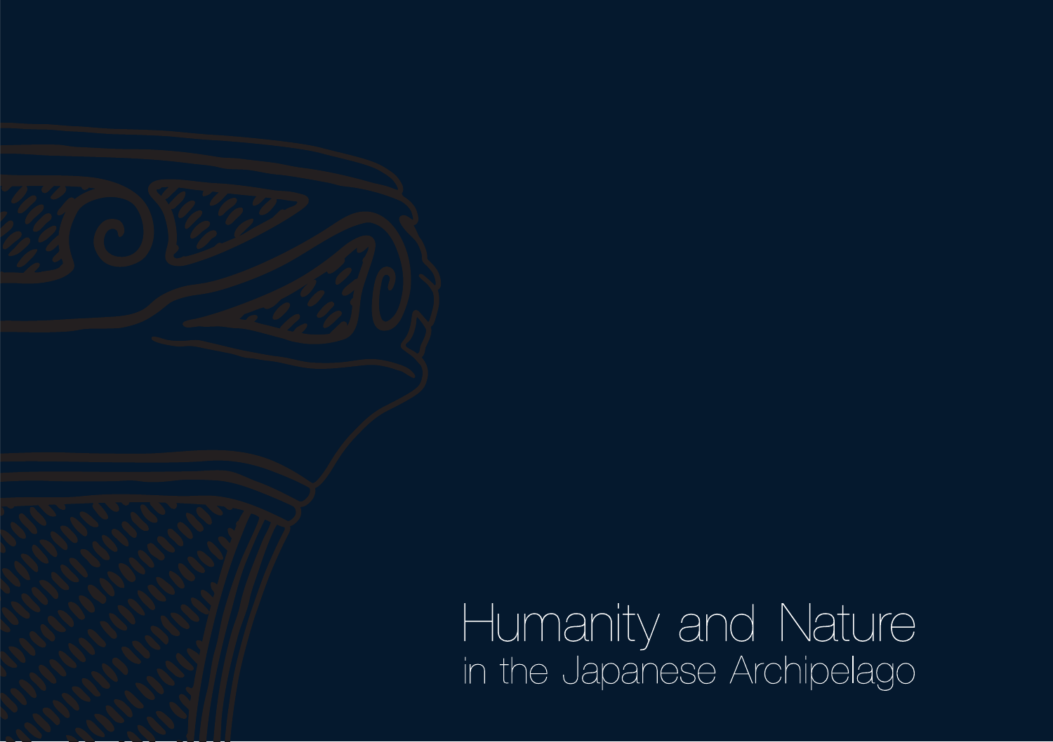# Humanity and Nature
## in the Japanese Archipelago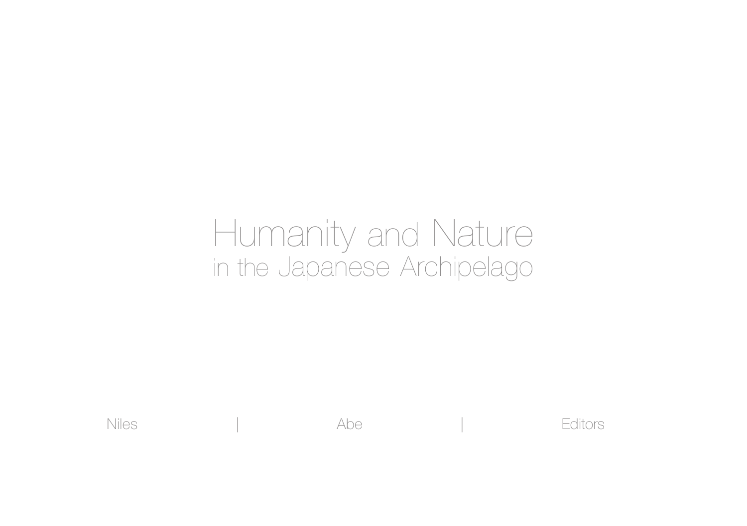# Humanity and Nature in the Japanese Archipelago

Niles | Abe | Editors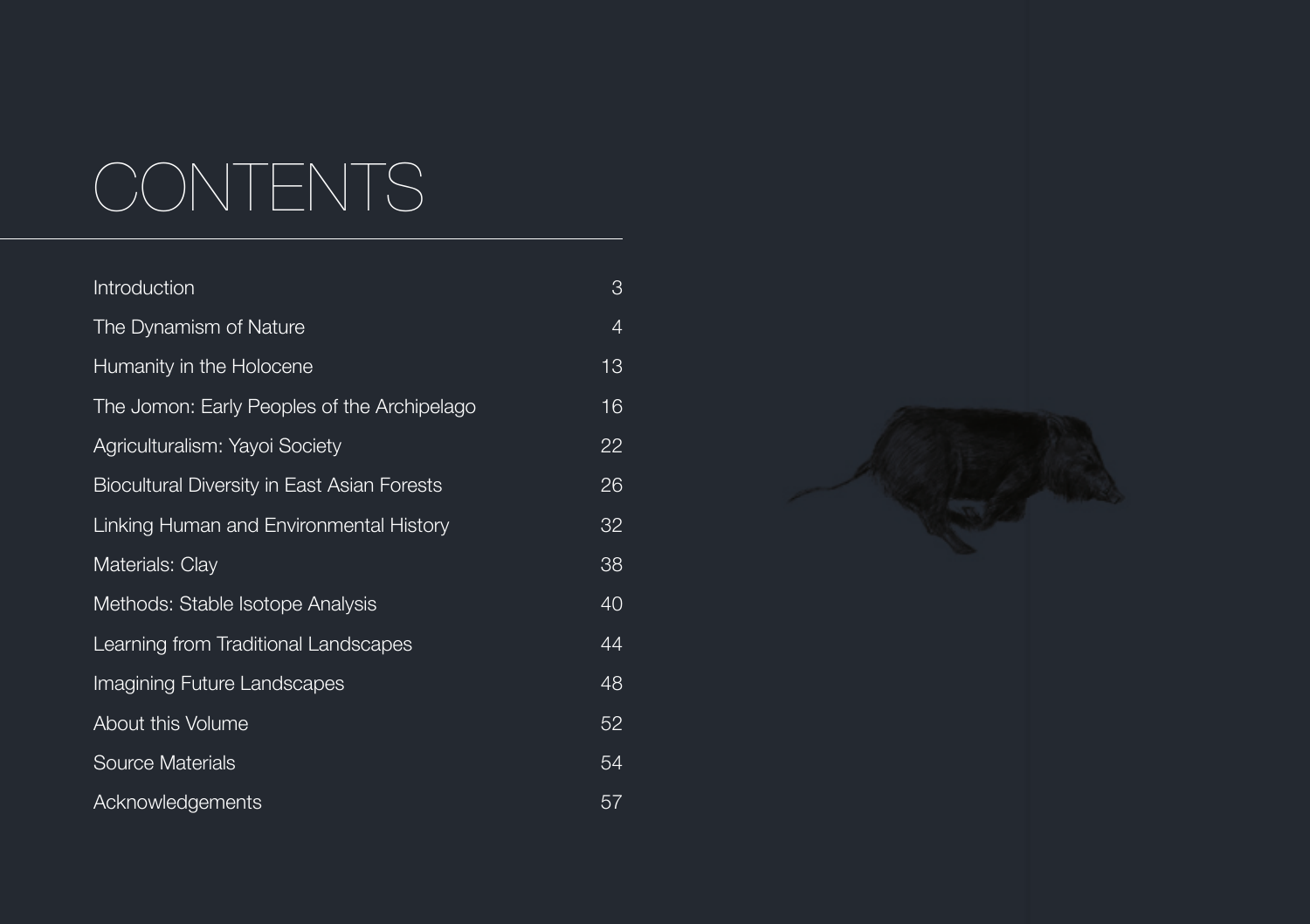# CONTENTS

| | |
|---|---|
| Introduction | 3 |
| The Dynamism of Nature | 4 |
| Humanity in the Holocene | 13 |
| The Jomon: Early Peoples of the Archipelago | 16 |
| Agriculturalism: Yayoi Society | 22 |
| Biocultural Diversity in East Asian Forests | 26 |
| Linking Human and Environmental History | 32 |
| Materials: Clay | 38 |
| Methods: Stable Isotope Analysis | 40 |
| Learning from Traditional Landscapes | 44 |
| Imagining Future Landscapes | 48 |
| About this Volume | 52 |
| Source Materials | 54 |
| Acknowledgements | 57 |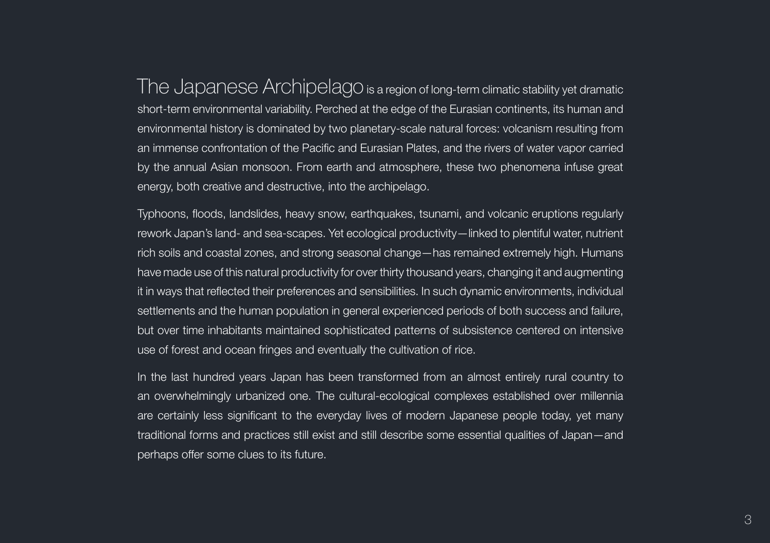The Japanese Archipelago is a region of long-term climatic stability yet dramatic short-term environmental variability. Perched at the edge of the Eurasian continents, its human and environmental history is dominated by two planetary-scale natural forces: volcanism resulting from an immense confrontation of the Pacific and Eurasian Plates, and the rivers of water vapor carried by the annual Asian monsoon. From earth and atmosphere, these two phenomena infuse great energy, both creative and destructive, into the archipelago.

Typhoons, floods, landslides, heavy snow, earthquakes, tsunami, and volcanic eruptions regularly rework Japan's land- and sea-scapes. Yet ecological productivity—linked to plentiful water, nutrient rich soils and coastal zones, and strong seasonal change—has remained extremely high. Humans have made use of this natural productivity for over thirty thousand years, changing it and augmenting it in ways that reflected their preferences and sensibilities. In such dynamic environments, individual settlements and the human population in general experienced periods of both success and failure, but over time inhabitants maintained sophisticated patterns of subsistence centered on intensive use of forest and ocean fringes and eventually the cultivation of rice.

In the last hundred years Japan has been transformed from an almost entirely rural country to an overwhelmingly urbanized one. The cultural-ecological complexes established over millennia are certainly less significant to the everyday lives of modern Japanese people today, yet many traditional forms and practices still exist and still describe some essential qualities of Japan—and perhaps offer some clues to its future.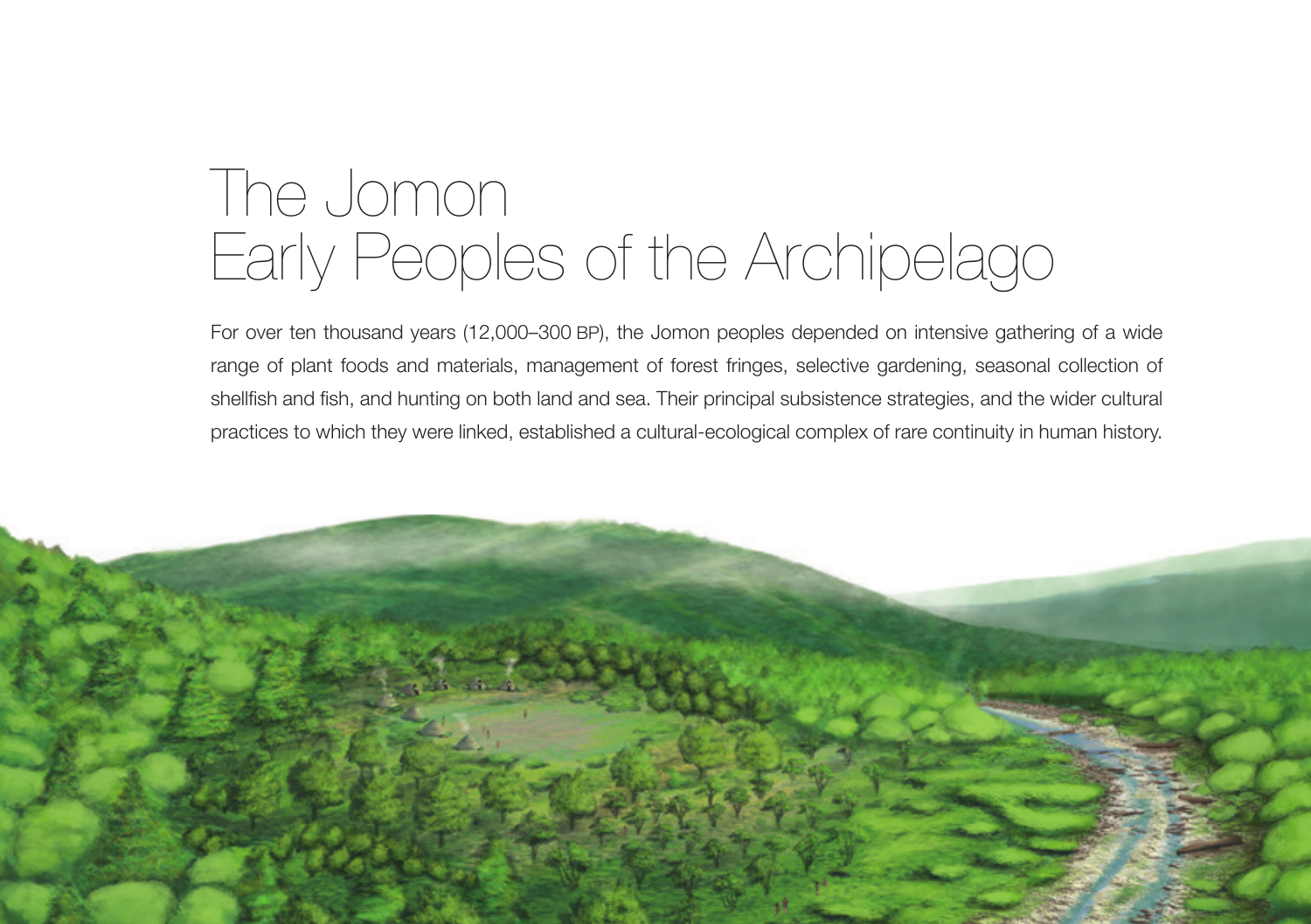# The Jomon
# Early Peoples of the Archipelago

For over ten thousand years (12,000–300 BP), the Jomon peoples depended on intensive gathering of a wide range of plant foods and materials, management of forest fringes, selective gardening, seasonal collection of shellfish and fish, and hunting on both land and sea. Their principal subsistence strategies, and the wider cultural practices to which they were linked, established a cultural-ecological complex of rare continuity in human history.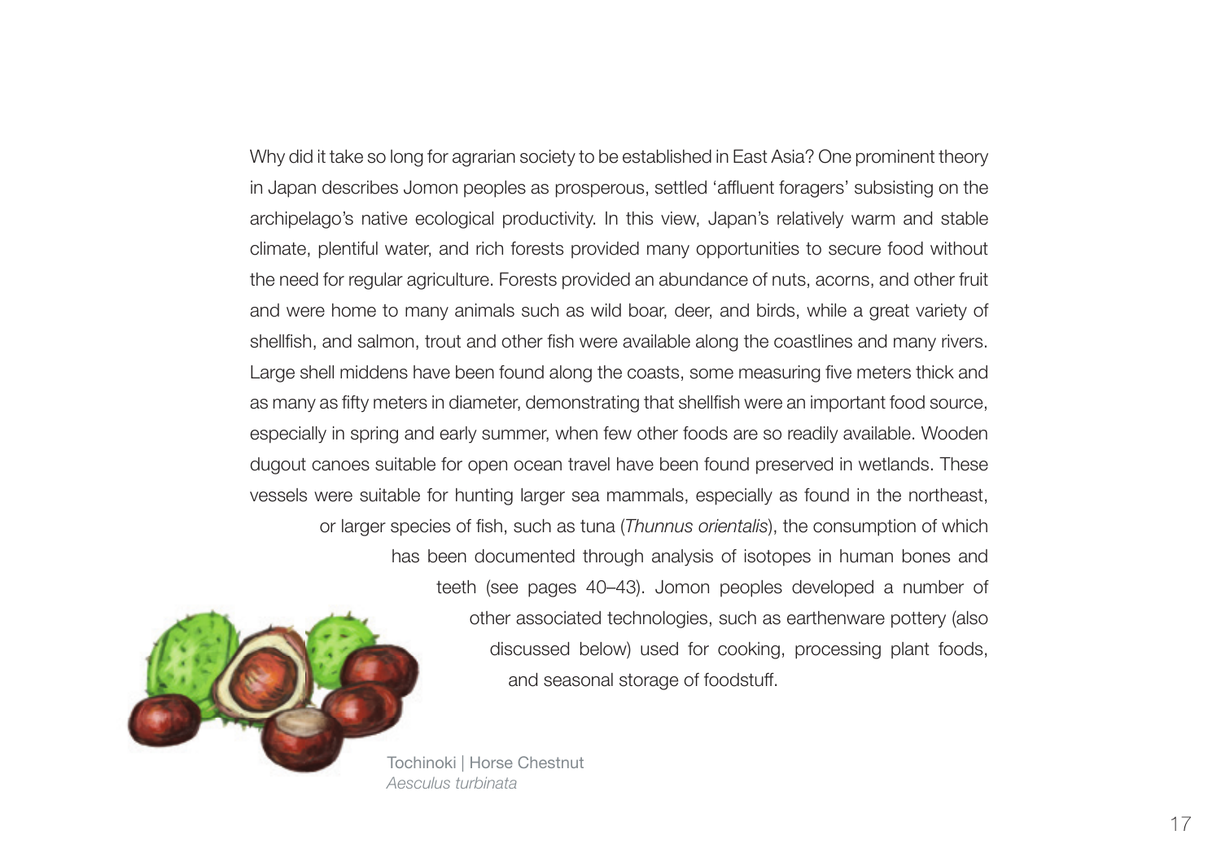Why did it take so long for agrarian society to be established in East Asia? One prominent theory in Japan describes Jomon peoples as prosperous, settled 'affluent foragers' subsisting on the archipelago's native ecological productivity. In this view, Japan's relatively warm and stable climate, plentiful water, and rich forests provided many opportunities to secure food without the need for regular agriculture. Forests provided an abundance of nuts, acorns, and other fruit and were home to many animals such as wild boar, deer, and birds, while a great variety of shellfish, and salmon, trout and other fish were available along the coastlines and many rivers. Large shell middens have been found along the coasts, some measuring five meters thick and as many as fifty meters in diameter, demonstrating that shellfish were an important food source, especially in spring and early summer, when few other foods are so readily available. Wooden dugout canoes suitable for open ocean travel have been found preserved in wetlands. These vessels were suitable for hunting larger sea mammals, especially as found in the northeast, or larger species of fish, such as tuna (*Thunnus orientalis*), the consumption of which has been documented through analysis of isotopes in human bones and teeth (see pages 40–43). Jomon peoples developed a number of other associated technologies, such as earthenware pottery (also discussed below) used for cooking, processing plant foods, and seasonal storage of foodstuff.

Tochinoki | Horse Chestnut
*Aesculus turbinata*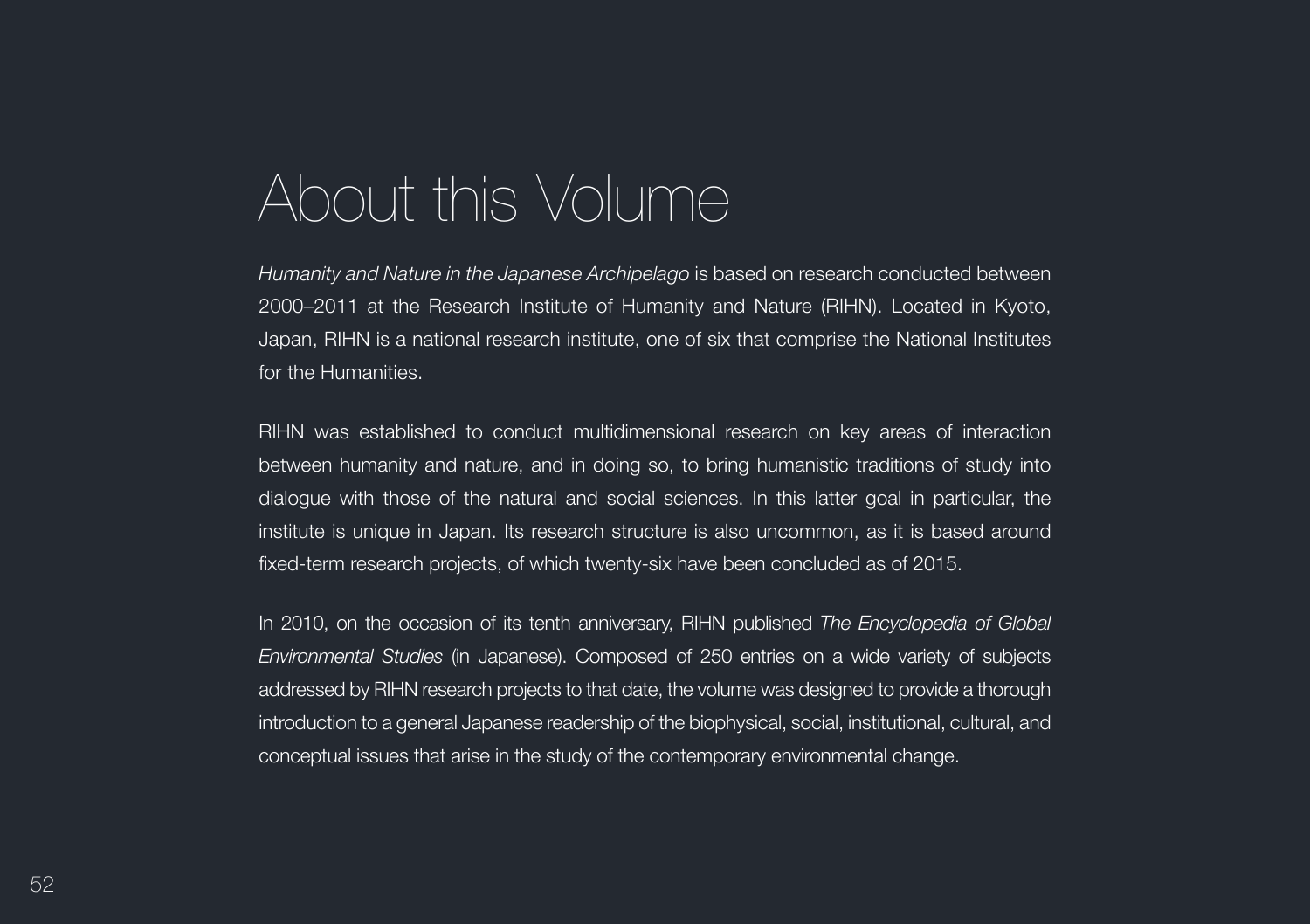# About this Volume

*Humanity and Nature in the Japanese Archipelago* is based on research conducted between 2000–2011 at the Research Institute of Humanity and Nature (RIHN). Located in Kyoto, Japan, RIHN is a national research institute, one of six that comprise the National Institutes for the Humanities.

RIHN was established to conduct multidimensional research on key areas of interaction between humanity and nature, and in doing so, to bring humanistic traditions of study into dialogue with those of the natural and social sciences. In this latter goal in particular, the institute is unique in Japan. Its research structure is also uncommon, as it is based around fixed-term research projects, of which twenty-six have been concluded as of 2015.

In 2010, on the occasion of its tenth anniversary, RIHN published *The Encyclopedia of Global Environmental Studies* (in Japanese). Composed of 250 entries on a wide variety of subjects addressed by RIHN research projects to that date, the volume was designed to provide a thorough introduction to a general Japanese readership of the biophysical, social, institutional, cultural, and conceptual issues that arise in the study of the contemporary environmental change.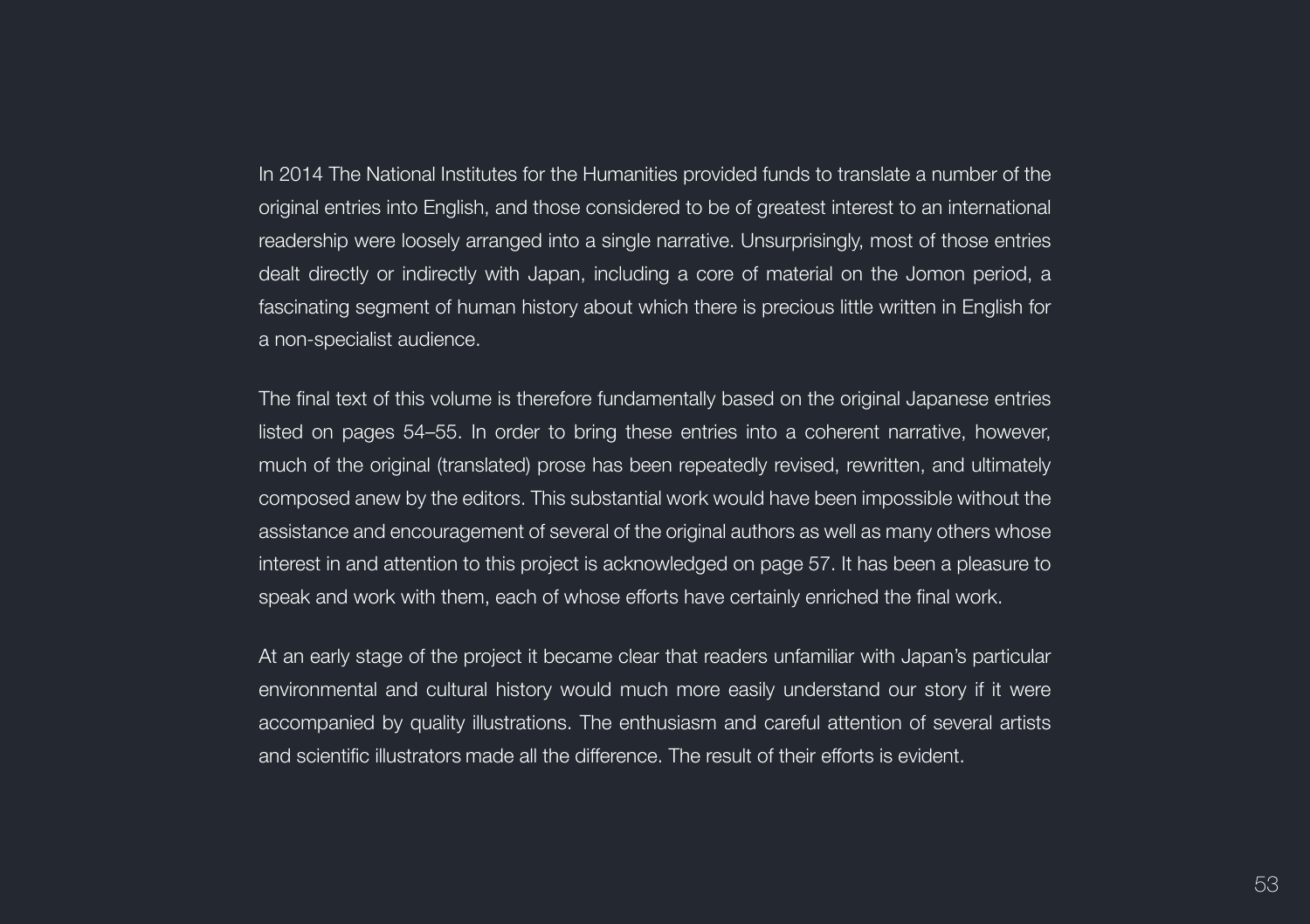In 2014 The National Institutes for the Humanities provided funds to translate a number of the original entries into English, and those considered to be of greatest interest to an international readership were loosely arranged into a single narrative. Unsurprisingly, most of those entries dealt directly or indirectly with Japan, including a core of material on the Jomon period, a fascinating segment of human history about which there is precious little written in English for a non-specialist audience.

The final text of this volume is therefore fundamentally based on the original Japanese entries listed on pages 54–55. In order to bring these entries into a coherent narrative, however, much of the original (translated) prose has been repeatedly revised, rewritten, and ultimately composed anew by the editors. This substantial work would have been impossible without the assistance and encouragement of several of the original authors as well as many others whose interest in and attention to this project is acknowledged on page 57. It has been a pleasure to speak and work with them, each of whose efforts have certainly enriched the final work.

At an early stage of the project it became clear that readers unfamiliar with Japan's particular environmental and cultural history would much more easily understand our story if it were accompanied by quality illustrations. The enthusiasm and careful attention of several artists and scientific illustrators made all the difference. The result of their efforts is evident.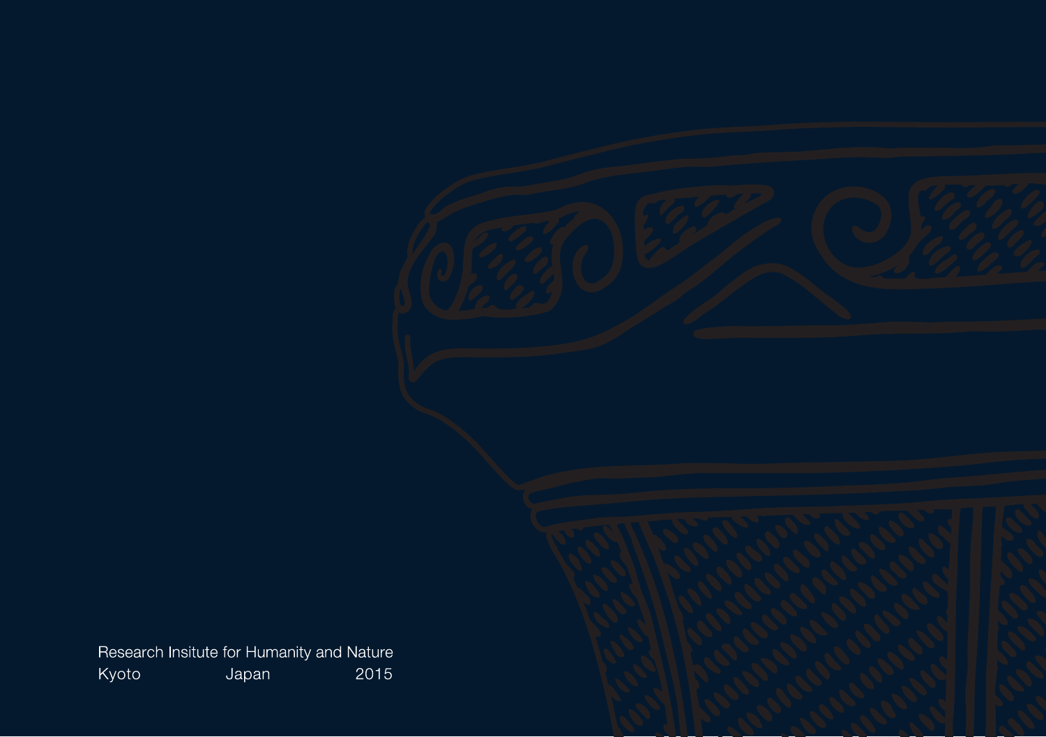Research Insitute for Humanity and Nature
Kyoto Japan 2015